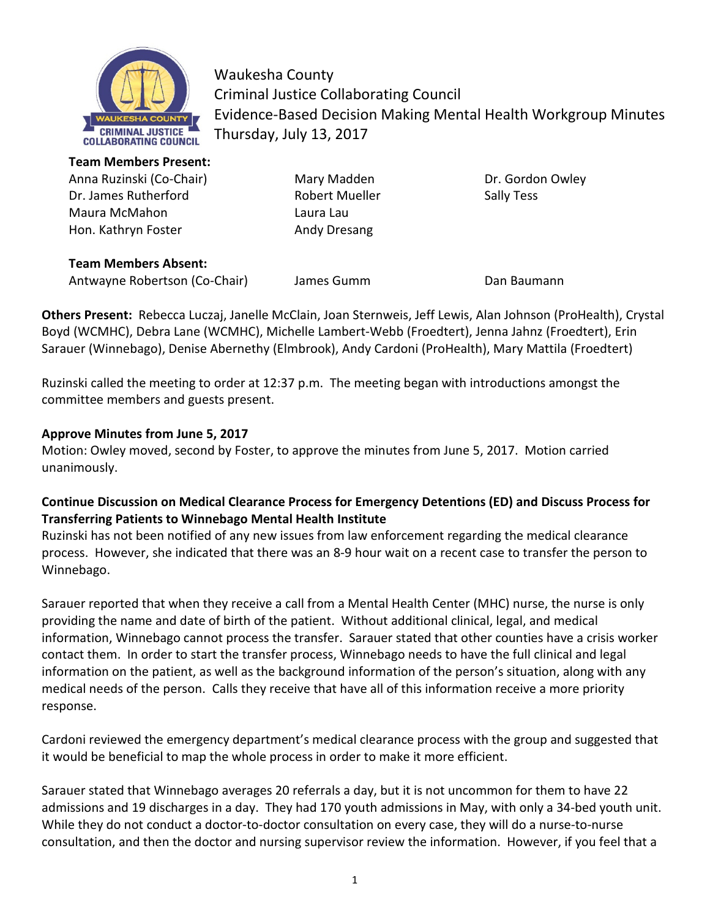Waukesha County
Criminal Justice Collaborating Council
Evidence-Based Decision Making Mental Health Workgroup Minutes
Thursday, July 13, 2017

**Team Members Present:**

| | | |
|---|---|---|
| Anna Ruzinski (Co-Chair) | Mary Madden | Dr. Gordon Owley |
| Dr. James Rutherford | Robert Mueller | Sally Tess |
| Maura McMahon | Laura Lau | |
| Hon. Kathryn Foster | Andy Dresang | |

**Team Members Absent:**

| | | |
|---|---|---|
| Antwayne Robertson (Co-Chair) | James Gumm | Dan Baumann |

**Others Present:** Rebecca Luczaj, Janelle McClain, Joan Sternweis, Jeff Lewis, Alan Johnson (ProHealth), Crystal Boyd (WCMHC), Debra Lane (WCMHC), Michelle Lambert-Webb (Froedtert), Jenna Jahnz (Froedtert), Erin Sarauer (Winnebago), Denise Abernethy (Elmbrook), Andy Cardoni (ProHealth), Mary Mattila (Froedtert)

Ruzinski called the meeting to order at 12:37 p.m. The meeting began with introductions amongst the committee members and guests present.

**Approve Minutes from June 5, 2017**

Motion: Owley moved, second by Foster, to approve the minutes from June 5, 2017. Motion carried unanimously.

**Continue Discussion on Medical Clearance Process for Emergency Detentions (ED) and Discuss Process for Transferring Patients to Winnebago Mental Health Institute**

Ruzinski has not been notified of any new issues from law enforcement regarding the medical clearance process. However, she indicated that there was an 8-9 hour wait on a recent case to transfer the person to Winnebago.

Sarauer reported that when they receive a call from a Mental Health Center (MHC) nurse, the nurse is only providing the name and date of birth of the patient. Without additional clinical, legal, and medical information, Winnebago cannot process the transfer. Sarauer stated that other counties have a crisis worker contact them. In order to start the transfer process, Winnebago needs to have the full clinical and legal information on the patient, as well as the background information of the person's situation, along with any medical needs of the person. Calls they receive that have all of this information receive a more priority response.

Cardoni reviewed the emergency department's medical clearance process with the group and suggested that it would be beneficial to map the whole process in order to make it more efficient.

Sarauer stated that Winnebago averages 20 referrals a day, but it is not uncommon for them to have 22 admissions and 19 discharges in a day. They had 170 youth admissions in May, with only a 34-bed youth unit. While they do not conduct a doctor-to-doctor consultation on every case, they will do a nurse-to-nurse consultation, and then the doctor and nursing supervisor review the information. However, if you feel that a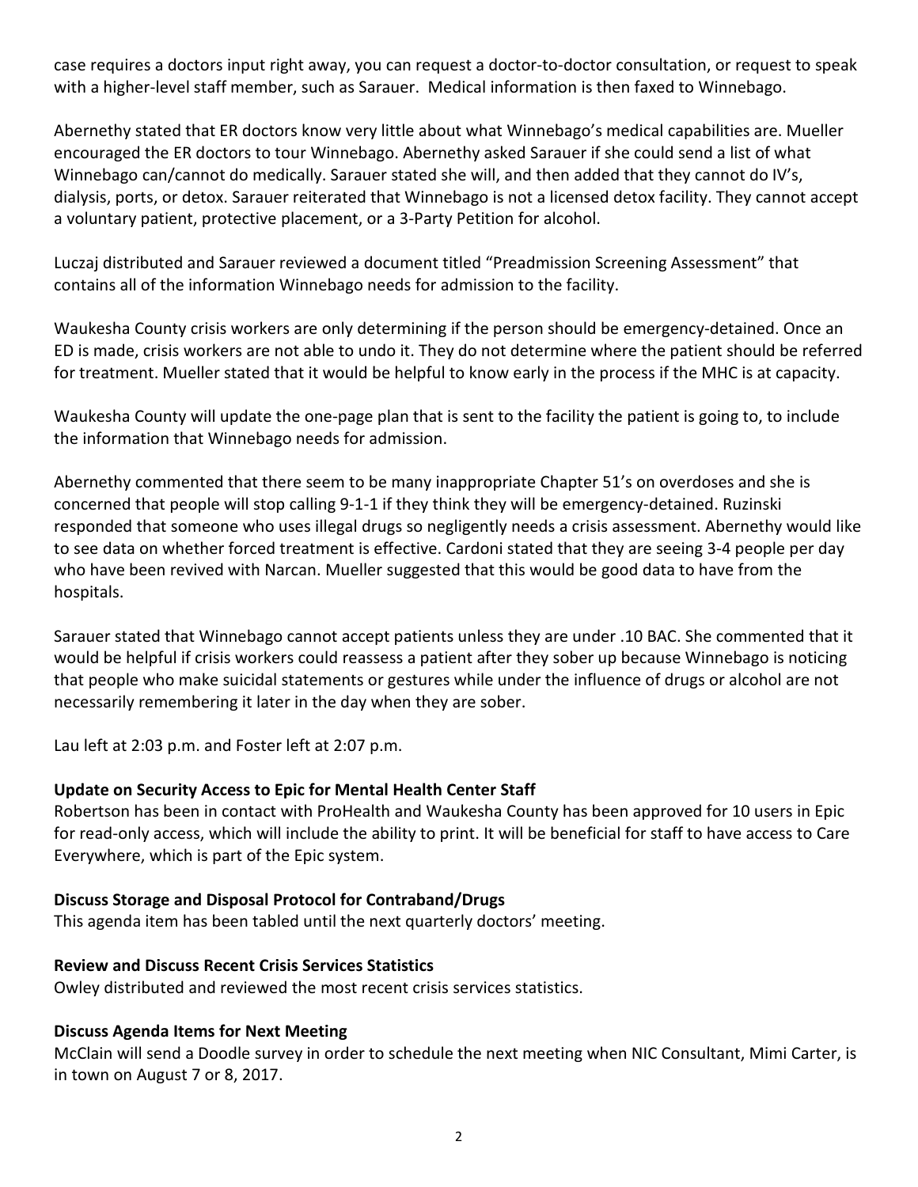case requires a doctors input right away, you can request a doctor-to-doctor consultation, or request to speak with a higher-level staff member, such as Sarauer. Medical information is then faxed to Winnebago.

Abernethy stated that ER doctors know very little about what Winnebago's medical capabilities are. Mueller encouraged the ER doctors to tour Winnebago. Abernethy asked Sarauer if she could send a list of what Winnebago can/cannot do medically. Sarauer stated she will, and then added that they cannot do IV's, dialysis, ports, or detox. Sarauer reiterated that Winnebago is not a licensed detox facility. They cannot accept a voluntary patient, protective placement, or a 3-Party Petition for alcohol.

Luczaj distributed and Sarauer reviewed a document titled "Preadmission Screening Assessment" that contains all of the information Winnebago needs for admission to the facility.

Waukesha County crisis workers are only determining if the person should be emergency-detained. Once an ED is made, crisis workers are not able to undo it. They do not determine where the patient should be referred for treatment. Mueller stated that it would be helpful to know early in the process if the MHC is at capacity.

Waukesha County will update the one-page plan that is sent to the facility the patient is going to, to include the information that Winnebago needs for admission.

Abernethy commented that there seem to be many inappropriate Chapter 51's on overdoses and she is concerned that people will stop calling 9-1-1 if they think they will be emergency-detained. Ruzinski responded that someone who uses illegal drugs so negligently needs a crisis assessment. Abernethy would like to see data on whether forced treatment is effective. Cardoni stated that they are seeing 3-4 people per day who have been revived with Narcan. Mueller suggested that this would be good data to have from the hospitals.

Sarauer stated that Winnebago cannot accept patients unless they are under .10 BAC. She commented that it would be helpful if crisis workers could reassess a patient after they sober up because Winnebago is noticing that people who make suicidal statements or gestures while under the influence of drugs or alcohol are not necessarily remembering it later in the day when they are sober.

Lau left at 2:03 p.m. and Foster left at 2:07 p.m.

**Update on Security Access to Epic for Mental Health Center Staff**

Robertson has been in contact with ProHealth and Waukesha County has been approved for 10 users in Epic for read-only access, which will include the ability to print. It will be beneficial for staff to have access to Care Everywhere, which is part of the Epic system.

**Discuss Storage and Disposal Protocol for Contraband/Drugs**

This agenda item has been tabled until the next quarterly doctors' meeting.

**Review and Discuss Recent Crisis Services Statistics**

Owley distributed and reviewed the most recent crisis services statistics.

**Discuss Agenda Items for Next Meeting**

McClain will send a Doodle survey in order to schedule the next meeting when NIC Consultant, Mimi Carter, is in town on August 7 or 8, 2017.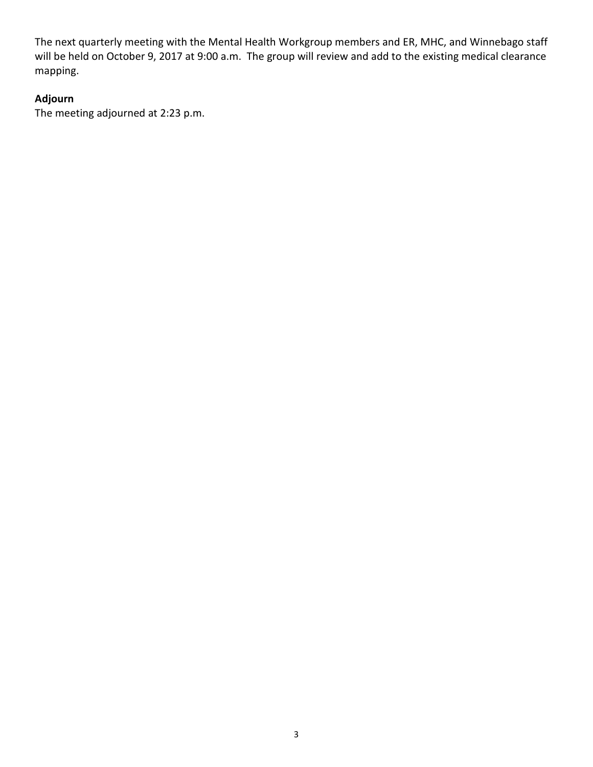The next quarterly meeting with the Mental Health Workgroup members and ER, MHC, and Winnebago staff will be held on October 9, 2017 at 9:00 a.m. The group will review and add to the existing medical clearance mapping.

**Adjourn**

The meeting adjourned at 2:23 p.m.